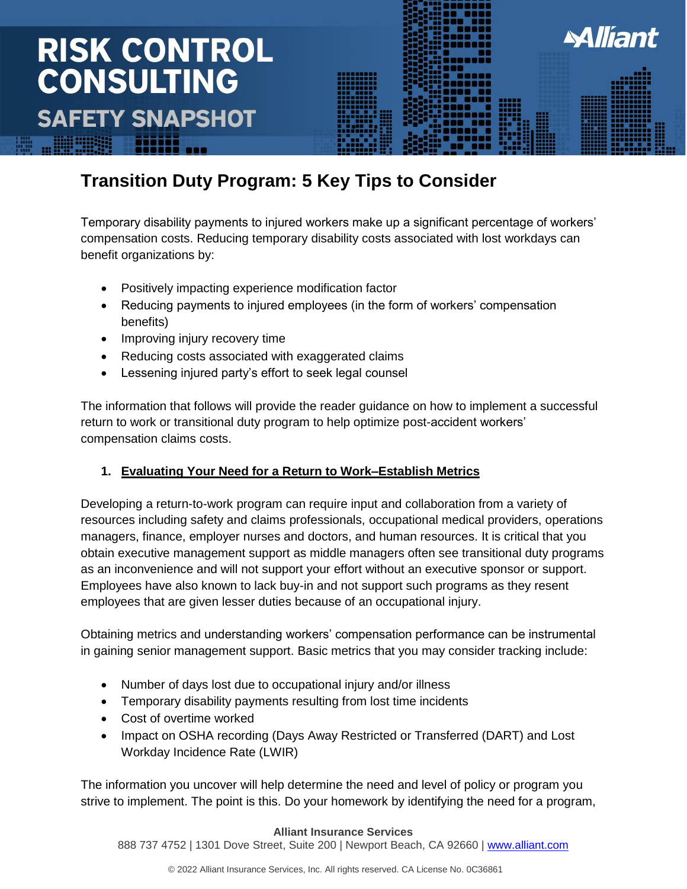# RISK CONTROL CONSULTING

## SAFETY SNAPSHOT

## Transition Duty Program: 5 Key Tips to Consider

Temporary disability payments to injured workers make up a significant percentage of workers' compensation costs. Reducing temporary disability costs associated with lost workdays can benefit organizations by:

- Positively impacting experience modification factor
- Reducing payments to injured employees (in the form of workers' compensation benefits)
- Improving injury recovery time
- Reducing costs associated with exaggerated claims
- Lessening injured party's effort to seek legal counsel

The information that follows will provide the reader guidance on how to implement a successful return to work or transitional duty program to help optimize post-accident workers' compensation claims costs.

1. **Evaluating Your Need for a Return to Work–Establish Metrics**

Developing a return-to-work program can require input and collaboration from a variety of resources including safety and claims professionals, occupational medical providers, operations managers, finance, employer nurses and doctors, and human resources. It is critical that you obtain executive management support as middle managers often see transitional duty programs as an inconvenience and will not support your effort without an executive sponsor or support. Employees have also known to lack buy-in and not support such programs as they resent employees that are given lesser duties because of an occupational injury.

Obtaining metrics and understanding workers' compensation performance can be instrumental in gaining senior management support. Basic metrics that you may consider tracking include:

- Number of days lost due to occupational injury and/or illness
- Temporary disability payments resulting from lost time incidents
- Cost of overtime worked
- Impact on OSHA recording (Days Away Restricted or Transferred (DART) and Lost Workday Incidence Rate (LWIR)

The information you uncover will help determine the need and level of policy or program you strive to implement. The point is this. Do your homework by identifying the need for a program,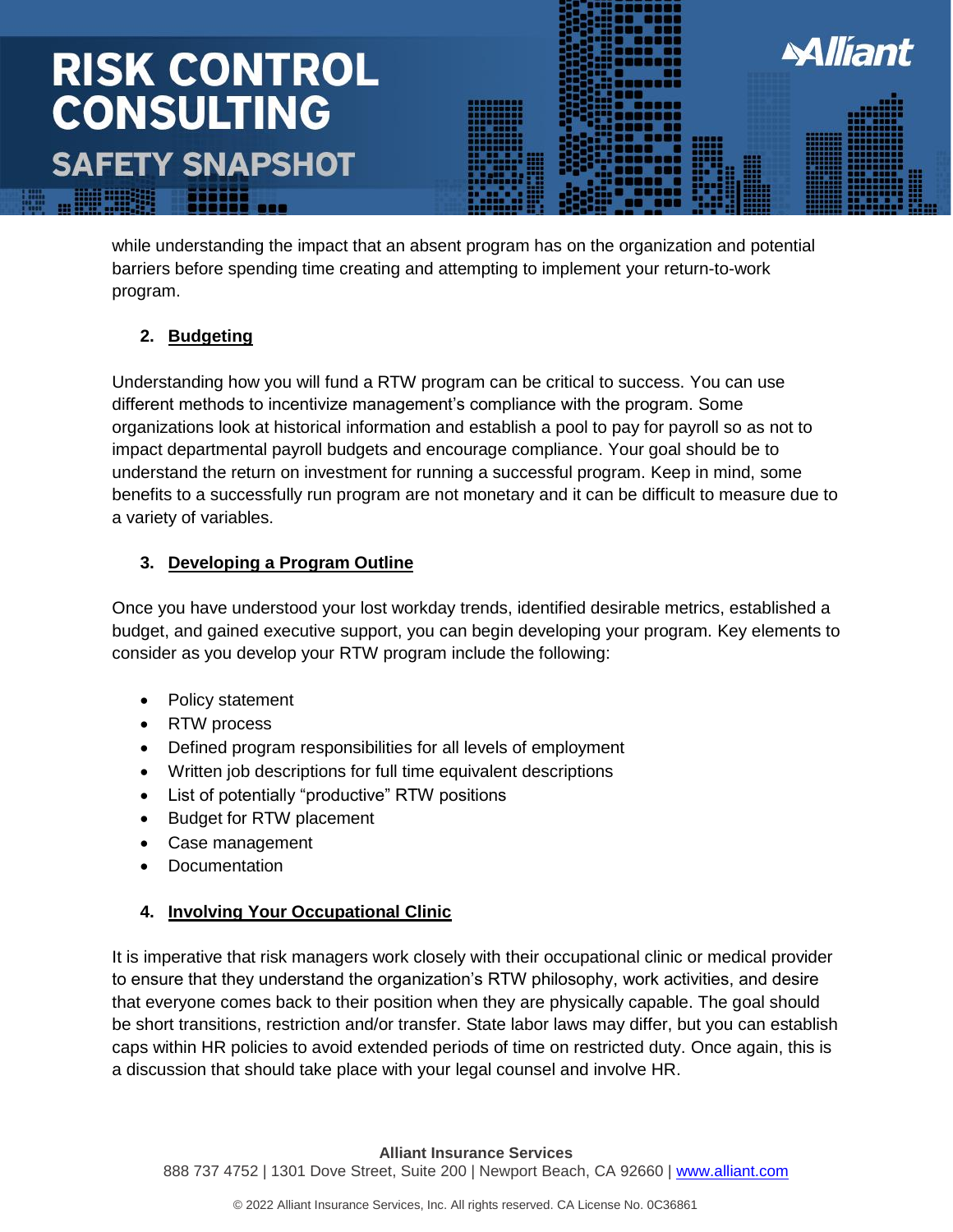while understanding the impact that an absent program has on the organization and potential barriers before spending time creating and attempting to implement your return-to-work program.

### 2. Budgeting

Understanding how you will fund a RTW program can be critical to success. You can use different methods to incentivize management's compliance with the program. Some organizations look at historical information and establish a pool to pay for payroll so as not to impact departmental payroll budgets and encourage compliance. Your goal should be to understand the return on investment for running a successful program. Keep in mind, some benefits to a successfully run program are not monetary and it can be difficult to measure due to a variety of variables.

### 3. Developing a Program Outline

Once you have understood your lost workday trends, identified desirable metrics, established a budget, and gained executive support, you can begin developing your program. Key elements to consider as you develop your RTW program include the following:

- Policy statement
- RTW process
- Defined program responsibilities for all levels of employment
- Written job descriptions for full time equivalent descriptions
- List of potentially "productive" RTW positions
- Budget for RTW placement
- Case management
- Documentation

### 4. Involving Your Occupational Clinic

It is imperative that risk managers work closely with their occupational clinic or medical provider to ensure that they understand the organization's RTW philosophy, work activities, and desire that everyone comes back to their position when they are physically capable. The goal should be short transitions, restriction and/or transfer. State labor laws may differ, but you can establish caps within HR policies to avoid extended periods of time on restricted duty. Once again, this is a discussion that should take place with your legal counsel and involve HR.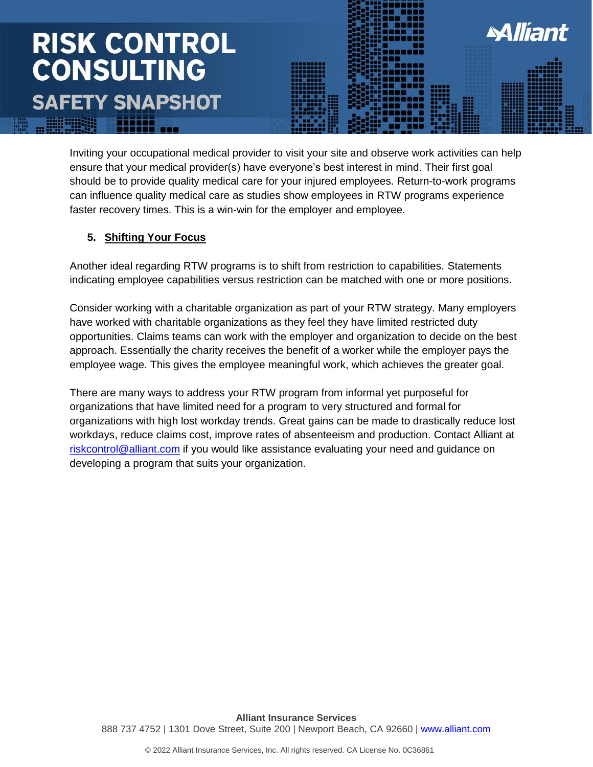Inviting your occupational medical provider to visit your site and observe work activities can help ensure that your medical provider(s) have everyone's best interest in mind. Their first goal should be to provide quality medical care for your injured employees. Return-to-work programs can influence quality medical care as studies show employees in RTW programs experience faster recovery times. This is a win-win for the employer and employee.

5. **Shifting Your Focus**

Another ideal regarding RTW programs is to shift from restriction to capabilities. Statements indicating employee capabilities versus restriction can be matched with one or more positions.

Consider working with a charitable organization as part of your RTW strategy. Many employers have worked with charitable organizations as they feel they have limited restricted duty opportunities. Claims teams can work with the employer and organization to decide on the best approach. Essentially the charity receives the benefit of a worker while the employer pays the employee wage. This gives the employee meaningful work, which achieves the greater goal.

There are many ways to address your RTW program from informal yet purposeful for organizations that have limited need for a program to very structured and formal for organizations with high lost workday trends. Great gains can be made to drastically reduce lost workdays, reduce claims cost, improve rates of absenteeism and production. Contact Alliant at riskcontrol@alliant.com if you would like assistance evaluating your need and guidance on developing a program that suits your organization.

**Alliant Insurance Services**
888 737 4752 | 1301 Dove Street, Suite 200 | Newport Beach, CA 92660 | www.alliant.com

© 2022 Alliant Insurance Services, Inc. All rights reserved. CA License No. 0C36861